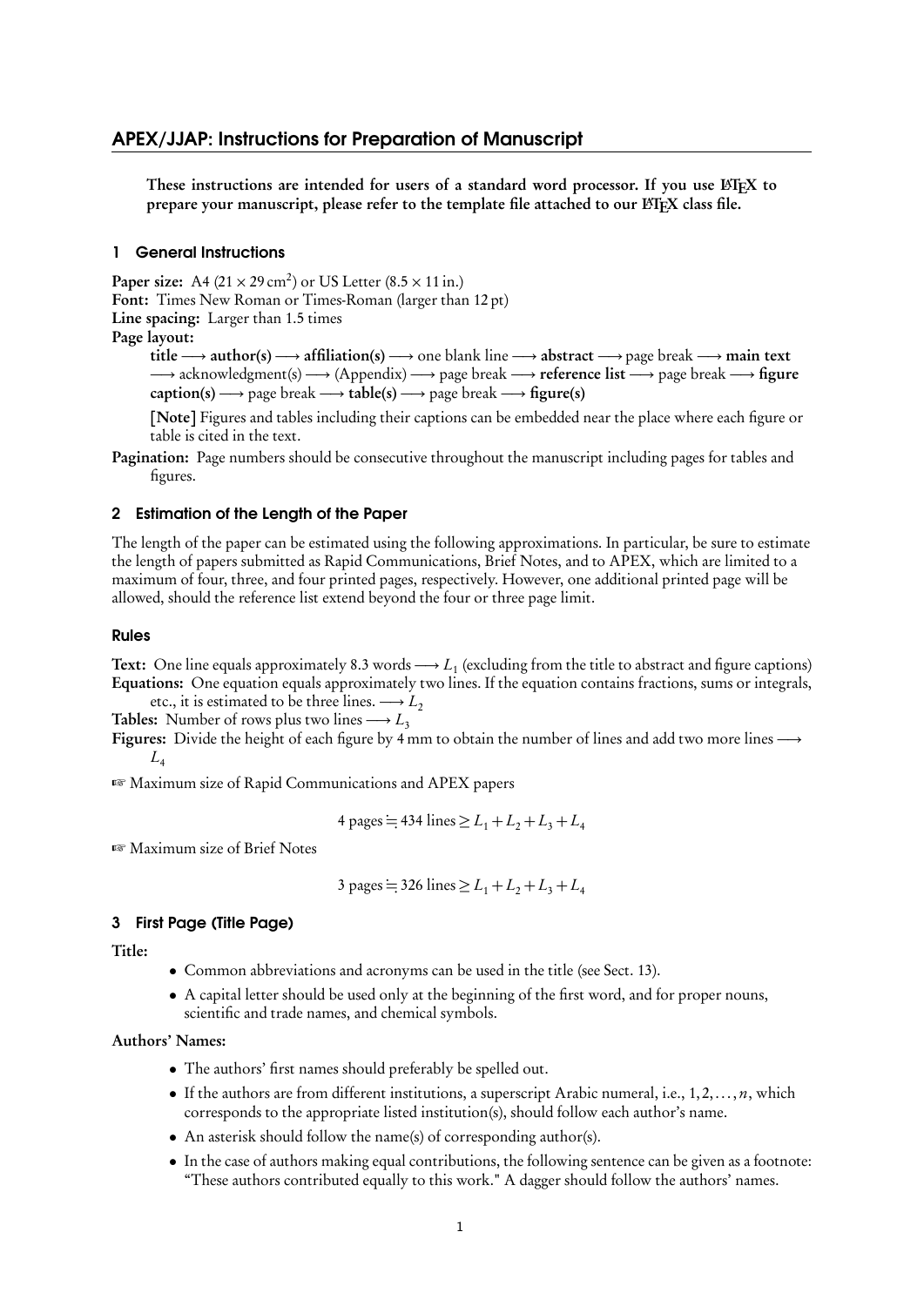# APEX/JJAP: Instructions for Preparation of Manuscript

**These instructions are intended for users of a standard word processor. If you use LaTeX to prepare your manuscript, please refer to the template file attached to our LaTeX class file.**

## 1 General Instructions

**Paper size:** A4 ($21 \times 29\,\text{cm}^2$) or US Letter ($8.5 \times 11$ in.)
**Font:** Times New Roman or Times-Roman (larger than 12 pt)
**Line spacing:** Larger than 1.5 times
**Page layout:**

> **title** ⟶ **author(s)** ⟶ **affiliation(s)** ⟶ one blank line ⟶ **abstract** ⟶ page break ⟶ **main text** ⟶ acknowledgment(s) ⟶ (Appendix) ⟶ page break ⟶ **reference list** ⟶ page break ⟶ **figure caption(s)** ⟶ page break ⟶ **table(s)** ⟶ page break ⟶ **figure(s)**
>
> **[Note]** Figures and tables including their captions can be embedded near the place where each figure or table is cited in the text.

**Pagination:** Page numbers should be consecutive throughout the manuscript including pages for tables and figures.

## 2 Estimation of the Length of the Paper

The length of the paper can be estimated using the following approximations. In particular, be sure to estimate the length of papers submitted as Rapid Communications, Brief Notes, and to APEX, which are limited to a maximum of four, three, and four printed pages, respectively. However, one additional printed page will be allowed, should the reference list extend beyond the four or three page limit.

### Rules

**Text:** One line equals approximately 8.3 words ⟶ $L_1$ (excluding from the title to abstract and figure captions)
**Equations:** One equation equals approximately two lines. If the equation contains fractions, sums or integrals, etc., it is estimated to be three lines. ⟶ $L_2$
**Tables:** Number of rows plus two lines ⟶ $L_3$
**Figures:** Divide the height of each figure by 4 mm to obtain the number of lines and add two more lines ⟶ $L_4$

☞ Maximum size of Rapid Communications and APEX papers

$$4\text{ pages} \fallingdotseq 434\text{ lines} \geq L_1 + L_2 + L_3 + L_4$$

☞ Maximum size of Brief Notes

$$3\text{ pages} \fallingdotseq 326\text{ lines} \geq L_1 + L_2 + L_3 + L_4$$

## 3 First Page (Title Page)

**Title:**

- Common abbreviations and acronyms can be used in the title (see Sect. 13).
- A capital letter should be used only at the beginning of the first word, and for proper nouns, scientific and trade names, and chemical symbols.

**Authors' Names:**

- The authors' first names should preferably be spelled out.
- If the authors are from different institutions, a superscript Arabic numeral, i.e., $1, 2, \ldots, n$, which corresponds to the appropriate listed institution(s), should follow each author's name.
- An asterisk should follow the name(s) of corresponding author(s).
- In the case of authors making equal contributions, the following sentence can be given as a footnote: "These authors contributed equally to this work." A dagger should follow the authors' names.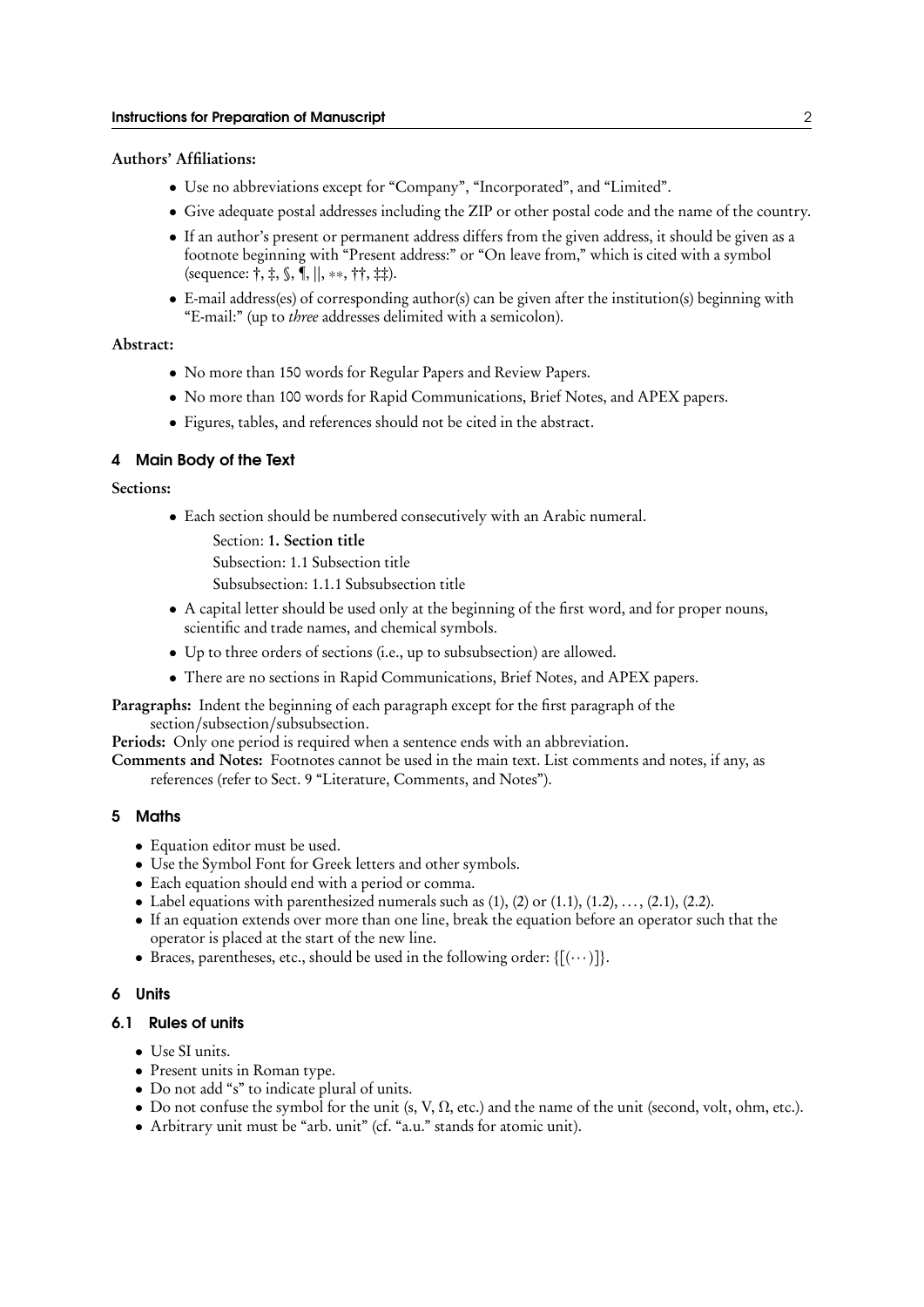**Authors' Affiliations:**

- Use no abbreviations except for "Company", "Incorporated", and "Limited".
- Give adequate postal addresses including the ZIP or other postal code and the name of the country.
- If an author's present or permanent address differs from the given address, it should be given as a footnote beginning with "Present address:" or "On leave from," which is cited with a symbol (sequence: †, ‡, §, ¶, ||, ∗∗, ††, ‡‡).
- E-mail address(es) of corresponding author(s) can be given after the institution(s) beginning with "E-mail:" (up to *three* addresses delimited with a semicolon).

**Abstract:**

- No more than 150 words for Regular Papers and Review Papers.
- No more than 100 words for Rapid Communications, Brief Notes, and APEX papers.
- Figures, tables, and references should not be cited in the abstract.

## 4 Main Body of the Text

**Sections:**

- Each section should be numbered consecutively with an Arabic numeral.

  Section: **1. Section title**

  Subsection: 1.1 Subsection title

  Subsubsection: 1.1.1 Subsubsection title
- A capital letter should be used only at the beginning of the first word, and for proper nouns, scientific and trade names, and chemical symbols.
- Up to three orders of sections (i.e., up to subsubsection) are allowed.
- There are no sections in Rapid Communications, Brief Notes, and APEX papers.

**Paragraphs:** Indent the beginning of each paragraph except for the first paragraph of the section/subsection/subsubsection.

**Periods:** Only one period is required when a sentence ends with an abbreviation.

**Comments and Notes:** Footnotes cannot be used in the main text. List comments and notes, if any, as references (refer to Sect. 9 "Literature, Comments, and Notes").

## 5 Maths

- Equation editor must be used.
- Use the Symbol Font for Greek letters and other symbols.
- Each equation should end with a period or comma.
- Label equations with parenthesized numerals such as (1), (2) or (1.1), (1.2), …, (2.1), (2.2).
- If an equation extends over more than one line, break the equation before an operator such that the operator is placed at the start of the new line.
- Braces, parentheses, etc., should be used in the following order: $\{[(\cdots)]\}$.

## 6 Units

### 6.1 Rules of units

- Use SI units.
- Present units in Roman type.
- Do not add "s" to indicate plural of units.
- Do not confuse the symbol for the unit (s, V, Ω, etc.) and the name of the unit (second, volt, ohm, etc.).
- Arbitrary unit must be "arb. unit" (cf. "a.u." stands for atomic unit).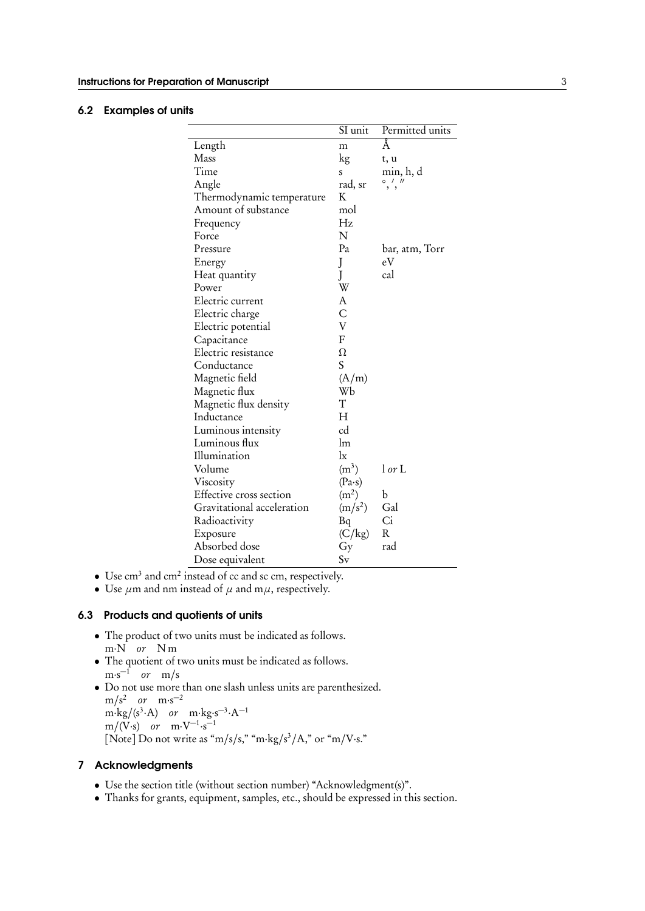### 6.2 Examples of units

| | SI unit | Permitted units |
|---|---|---|
| Length | m | Å |
| Mass | kg | t, u |
| Time | s | min, h, d |
| Angle | rad, sr | °, ′, ″ |
| Thermodynamic temperature | K | |
| Amount of substance | mol | |
| Frequency | Hz | |
| Force | N | |
| Pressure | Pa | bar, atm, Torr |
| Energy | J | eV |
| Heat quantity | J | cal |
| Power | W | |
| Electric current | A | |
| Electric charge | C | |
| Electric potential | V | |
| Capacitance | F | |
| Electric resistance | Ω | |
| Conductance | S | |
| Magnetic field | (A/m) | |
| Magnetic flux | Wb | |
| Magnetic flux density | T | |
| Inductance | H | |
| Luminous intensity | cd | |
| Luminous flux | lm | |
| Illumination | lx | |
| Volume | ($m^3$) | l *or* L |
| Viscosity | (Pa·s) | |
| Effective cross section | ($m^2$) | b |
| Gravitational acceleration | ($m/s^2$) | Gal |
| Radioactivity | Bq | Ci |
| Exposure | (C/kg) | R |
| Absorbed dose | Gy | rad |
| Dose equivalent | Sv | |

- Use $cm^3$ and $cm^2$ instead of cc and sc cm, respectively.
- Use $\mu$m and nm instead of $\mu$ and m$\mu$, respectively.

### 6.3 Products and quotients of units

- The product of two units must be indicated as follows.
  m·N *or* N m
- The quotient of two units must be indicated as follows.
  $m{\cdot}s^{-1}$ *or* m/s
- Do not use more than one slash unless units are parenthesized.
  $m/s^2$ *or* $m{\cdot}s^{-2}$
  $m{\cdot}kg/(s^3{\cdot}A)$ *or* $m{\cdot}kg{\cdot}s^{-3}{\cdot}A^{-1}$
  m/(V·s) *or* $m{\cdot}V^{-1}{\cdot}s^{-1}$
  [Note] Do not write as "m/s/s," "$m{\cdot}kg/s^3/A$," or "m/V·s."

## 7 Acknowledgments

- Use the section title (without section number) "Acknowledgment(s)".
- Thanks for grants, equipment, samples, etc., should be expressed in this section.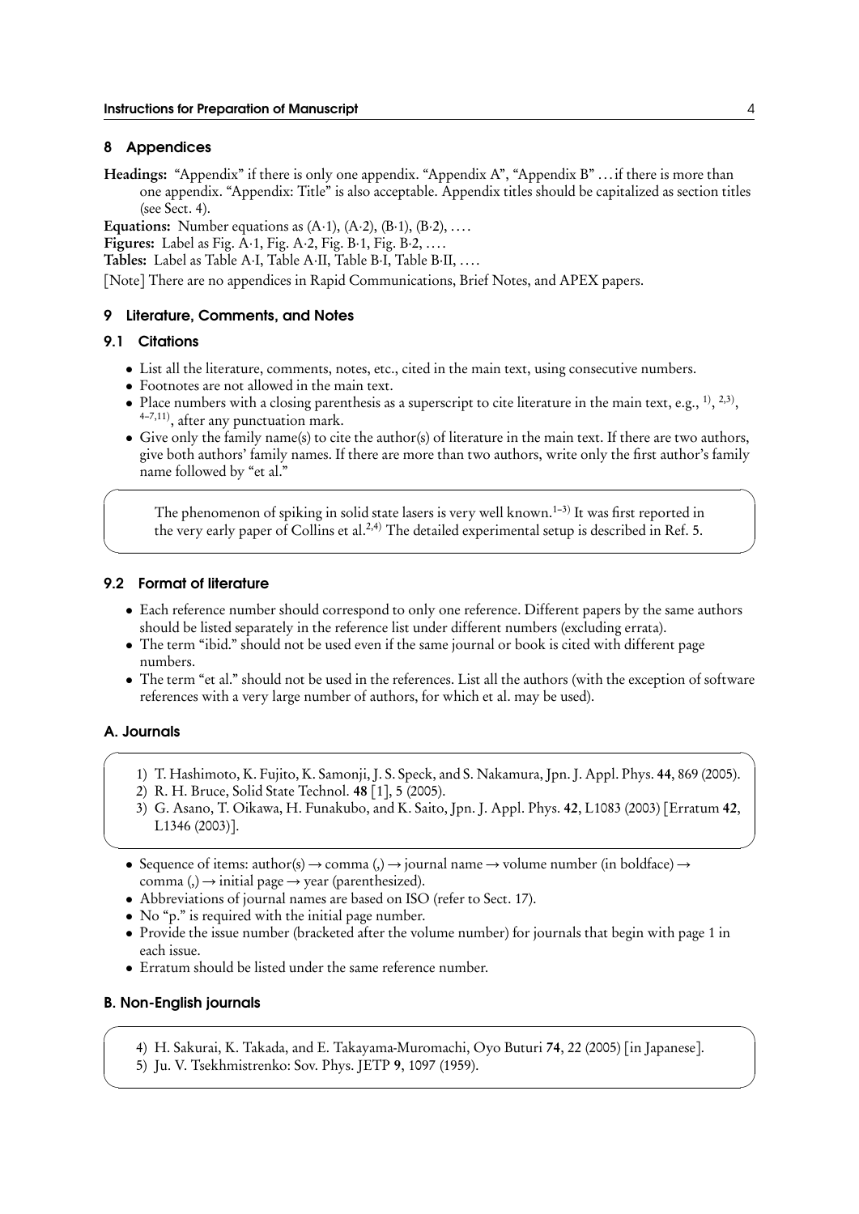## 8 Appendices

**Headings:** "Appendix" if there is only one appendix. "Appendix A", "Appendix B" . . . if there is more than one appendix. "Appendix: Title" is also acceptable. Appendix titles should be capitalized as section titles (see Sect. 4).

**Equations:** Number equations as (A·1), (A·2), (B·1), (B·2), . . . .

**Figures:** Label as Fig. A·1, Fig. A·2, Fig. B·1, Fig. B·2, . . . .

**Tables:** Label as Table A·I, Table A·II, Table B·I, Table B·II, . . . .

[Note] There are no appendices in Rapid Communications, Brief Notes, and APEX papers.

## 9 Literature, Comments, and Notes

### 9.1 Citations

- List all the literature, comments, notes, etc., cited in the main text, using consecutive numbers.
- Footnotes are not allowed in the main text.
- Place numbers with a closing parenthesis as a superscript to cite literature in the main text, e.g., [1)], [2,3)], [4–7,11)], after any punctuation mark.
- Give only the family name(s) to cite the author(s) of literature in the main text. If there are two authors, give both authors' family names. If there are more than two authors, write only the first author's family name followed by "et al."

> The phenomenon of spiking in solid state lasers is very well known.[1–3)] It was first reported in the very early paper of Collins et al.[2,4)] The detailed experimental setup is described in Ref. 5.

### 9.2 Format of literature

- Each reference number should correspond to only one reference. Different papers by the same authors should be listed separately in the reference list under different numbers (excluding errata).
- The term "ibid." should not be used even if the same journal or book is cited with different page numbers.
- The term "et al." should not be used in the references. List all the authors (with the exception of software references with a very large number of authors, for which et al. may be used).

#### A. Journals

> 1) T. Hashimoto, K. Fujito, K. Samonji, J. S. Speck, and S. Nakamura, Jpn. J. Appl. Phys. **44**, 869 (2005).
> 2) R. H. Bruce, Solid State Technol. **48** [1], 5 (2005).
> 3) G. Asano, T. Oikawa, H. Funakubo, and K. Saito, Jpn. J. Appl. Phys. **42**, L1083 (2003) [Erratum **42**, L1346 (2003)].

- Sequence of items: author(s) → comma (,) → journal name → volume number (in boldface) → comma (,) → initial page → year (parenthesized).
- Abbreviations of journal names are based on ISO (refer to Sect. 17).
- No "p." is required with the initial page number.
- Provide the issue number (bracketed after the volume number) for journals that begin with page 1 in each issue.
- Erratum should be listed under the same reference number.

#### B. Non-English journals

> 4) H. Sakurai, K. Takada, and E. Takayama-Muromachi, Oyo Buturi **74**, 22 (2005) [in Japanese].
> 5) Ju. V. Tsekhmistrenko: Sov. Phys. JETP **9**, 1097 (1959).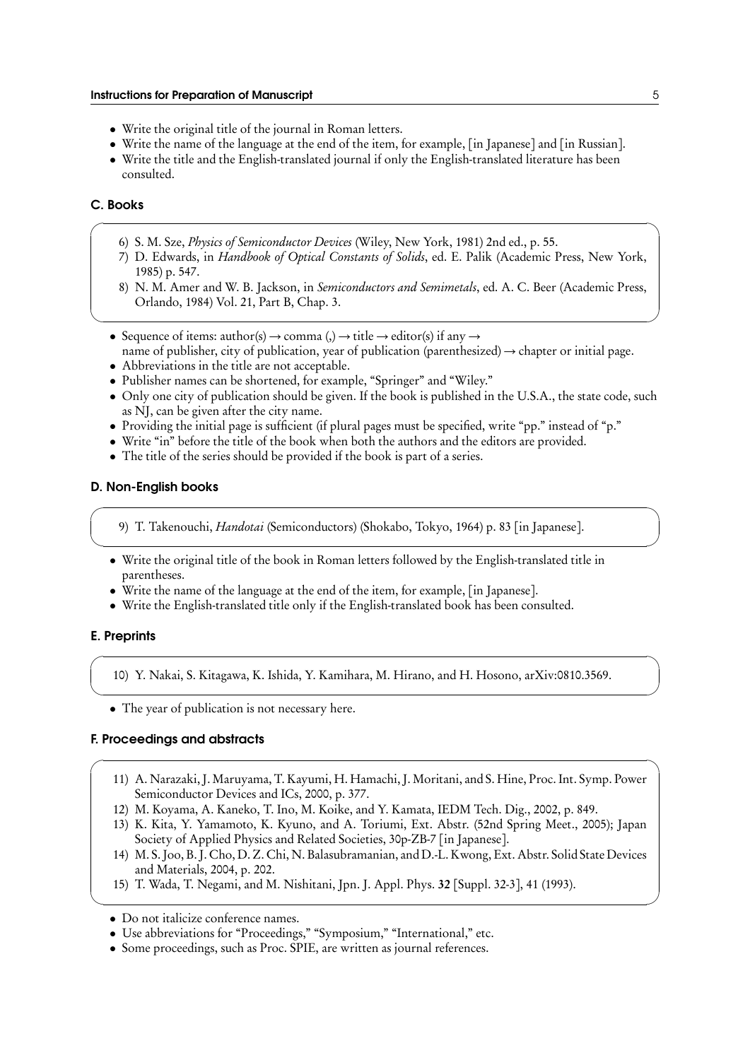- Write the original title of the journal in Roman letters.
- Write the name of the language at the end of the item, for example, [in Japanese] and [in Russian].
- Write the title and the English-translated journal if only the English-translated literature has been consulted.

## C. Books

6) S. M. Sze, *Physics of Semiconductor Devices* (Wiley, New York, 1981) 2nd ed., p. 55.
7) D. Edwards, in *Handbook of Optical Constants of Solids*, ed. E. Palik (Academic Press, New York, 1985) p. 547.
8) N. M. Amer and W. B. Jackson, in *Semiconductors and Semimetals*, ed. A. C. Beer (Academic Press, Orlando, 1984) Vol. 21, Part B, Chap. 3.

- Sequence of items: author(s) → comma (,) → title → editor(s) if any → name of publisher, city of publication, year of publication (parenthesized) → chapter or initial page.
- Abbreviations in the title are not acceptable.
- Publisher names can be shortened, for example, "Springer" and "Wiley."
- Only one city of publication should be given. If the book is published in the U.S.A., the state code, such as NJ, can be given after the city name.
- Providing the initial page is sufficient (if plural pages must be specified, write "pp." instead of "p."
- Write "in" before the title of the book when both the authors and the editors are provided.
- The title of the series should be provided if the book is part of a series.

## D. Non-English books

9) T. Takenouchi, *Handotai* (Semiconductors) (Shokabo, Tokyo, 1964) p. 83 [in Japanese].

- Write the original title of the book in Roman letters followed by the English-translated title in parentheses.
- Write the name of the language at the end of the item, for example, [in Japanese].
- Write the English-translated title only if the English-translated book has been consulted.

## E. Preprints

10) Y. Nakai, S. Kitagawa, K. Ishida, Y. Kamihara, M. Hirano, and H. Hosono, arXiv:0810.3569.

- The year of publication is not necessary here.

## F. Proceedings and abstracts

11) A. Narazaki, J. Maruyama, T. Kayumi, H. Hamachi, J. Moritani, and S. Hine, Proc. Int. Symp. Power Semiconductor Devices and ICs, 2000, p. 377.
12) M. Koyama, A. Kaneko, T. Ino, M. Koike, and Y. Kamata, IEDM Tech. Dig., 2002, p. 849.
13) K. Kita, Y. Yamamoto, K. Kyuno, and A. Toriumi, Ext. Abstr. (52nd Spring Meet., 2005); Japan Society of Applied Physics and Related Societies, 30p-ZB-7 [in Japanese].
14) M. S. Joo, B. J. Cho, D. Z. Chi, N. Balasubramanian, and D.-L. Kwong, Ext. Abstr. Solid State Devices and Materials, 2004, p. 202.
15) T. Wada, T. Negami, and M. Nishitani, Jpn. J. Appl. Phys. **32** [Suppl. 32-3], 41 (1993).

- Do not italicize conference names.
- Use abbreviations for "Proceedings," "Symposium," "International," etc.
- Some proceedings, such as Proc. SPIE, are written as journal references.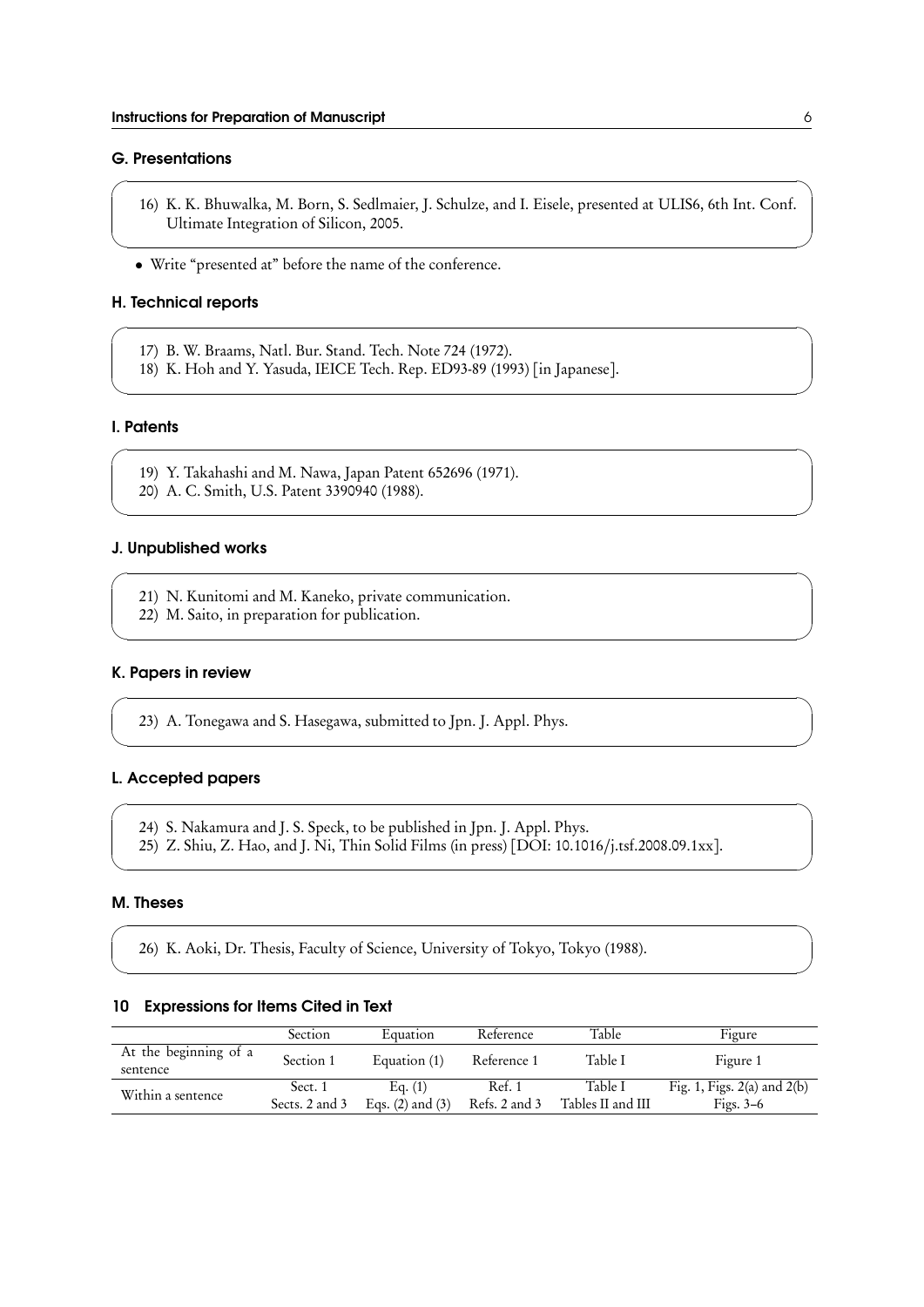### G. Presentations

16) K. K. Bhuwalka, M. Born, S. Sedlmaier, J. Schulze, and I. Eisele, presented at ULIS6, 6th Int. Conf. Ultimate Integration of Silicon, 2005.

- Write "presented at" before the name of the conference.

### H. Technical reports

17) B. W. Braams, Natl. Bur. Stand. Tech. Note 724 (1972).
18) K. Hoh and Y. Yasuda, IEICE Tech. Rep. ED93-89 (1993) [in Japanese].

### I. Patents

19) Y. Takahashi and M. Nawa, Japan Patent 652696 (1971).
20) A. C. Smith, U.S. Patent 3390940 (1988).

### J. Unpublished works

21) N. Kunitomi and M. Kaneko, private communication.
22) M. Saito, in preparation for publication.

### K. Papers in review

23) A. Tonegawa and S. Hasegawa, submitted to Jpn. J. Appl. Phys.

### L. Accepted papers

24) S. Nakamura and J. S. Speck, to be published in Jpn. J. Appl. Phys.
25) Z. Shiu, Z. Hao, and J. Ni, Thin Solid Films (in press) [DOI: 10.1016/j.tsf.2008.09.1xx].

### M. Theses

26) K. Aoki, Dr. Thesis, Faculty of Science, University of Tokyo, Tokyo (1988).

## 10 Expressions for Items Cited in Text

| | Section | Equation | Reference | Table | Figure |
|---|---|---|---|---|---|
| At the beginning of a sentence | Section 1 | Equation (1) | Reference 1 | Table I | Figure 1 |
| Within a sentence | Sect. 1<br>Sects. 2 and 3 | Eq. (1)<br>Eqs. (2) and (3) | Ref. 1<br>Refs. 2 and 3 | Table I<br>Tables II and III | Fig. 1, Figs. 2(a) and 2(b)<br>Figs. 3–6 |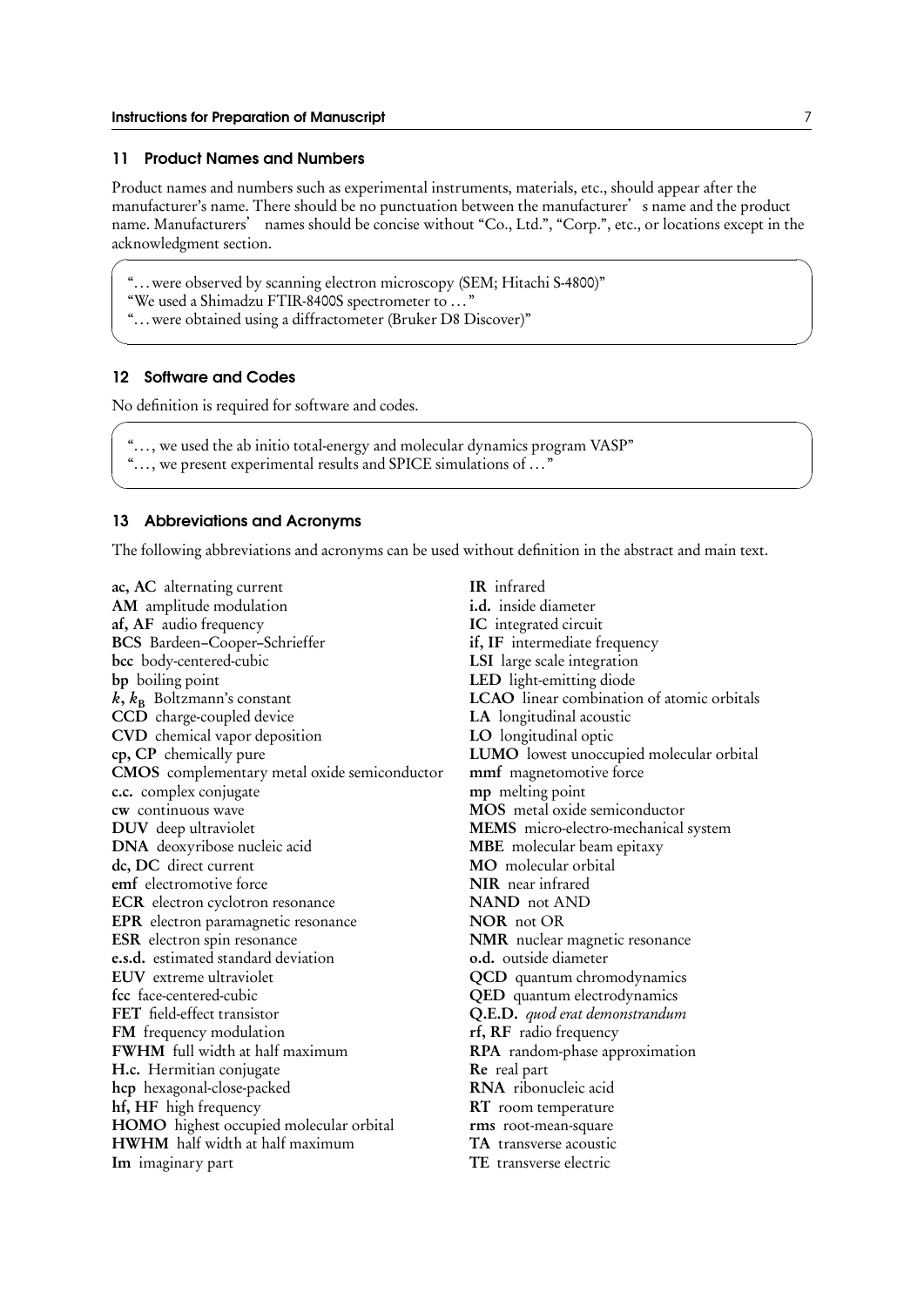## 11 Product Names and Numbers

Product names and numbers such as experimental instruments, materials, etc., should appear after the manufacturer's name. There should be no punctuation between the manufacturer's name and the product name. Manufacturers' names should be concise without "Co., Ltd.", "Corp.", etc., or locations except in the acknowledgment section.

> "… were observed by scanning electron microscopy (SEM; Hitachi S-4800)"
> "We used a Shimadzu FTIR-8400S spectrometer to … "
> "… were obtained using a diffractometer (Bruker D8 Discover)"

## 12 Software and Codes

No definition is required for software and codes.

> "…, we used the ab initio total-energy and molecular dynamics program VASP"
> "…, we present experimental results and SPICE simulations of … "

## 13 Abbreviations and Acronyms

The following abbreviations and acronyms can be used without definition in the abstract and main text.

**ac, AC** alternating current
**AM** amplitude modulation
**af, AF** audio frequency
**BCS** Bardeen–Cooper–Schrieffer
**bcc** body-centered-cubic
**bp** boiling point
**$k$, $k_B$** Boltzmann's constant
**CCD** charge-coupled device
**CVD** chemical vapor deposition
**cp, CP** chemically pure
**CMOS** complementary metal oxide semiconductor
**c.c.** complex conjugate
**cw** continuous wave
**DUV** deep ultraviolet
**DNA** deoxyribose nucleic acid
**dc, DC** direct current
**emf** electromotive force
**ECR** electron cyclotron resonance
**EPR** electron paramagnetic resonance
**ESR** electron spin resonance
**e.s.d.** estimated standard deviation
**EUV** extreme ultraviolet
**fcc** face-centered-cubic
**FET** field-effect transistor
**FM** frequency modulation
**FWHM** full width at half maximum
**H.c.** Hermitian conjugate
**hcp** hexagonal-close-packed
**hf, HF** high frequency
**HOMO** highest occupied molecular orbital
**HWHM** half width at half maximum
**Im** imaginary part
**IR** infrared
**i.d.** inside diameter
**IC** integrated circuit
**if, IF** intermediate frequency
**LSI** large scale integration
**LED** light-emitting diode
**LCAO** linear combination of atomic orbitals
**LA** longitudinal acoustic
**LO** longitudinal optic
**LUMO** lowest unoccupied molecular orbital
**mmf** magnetomotive force
**mp** melting point
**MOS** metal oxide semiconductor
**MEMS** micro-electro-mechanical system
**MBE** molecular beam epitaxy
**MO** molecular orbital
**NIR** near infrared
**NAND** not AND
**NOR** not OR
**NMR** nuclear magnetic resonance
**o.d.** outside diameter
**QCD** quantum chromodynamics
**QED** quantum electrodynamics
**Q.E.D.** *quod erat demonstrandum*
**rf, RF** radio frequency
**RPA** random-phase approximation
**Re** real part
**RNA** ribonucleic acid
**RT** room temperature
**rms** root-mean-square
**TA** transverse acoustic
**TE** transverse electric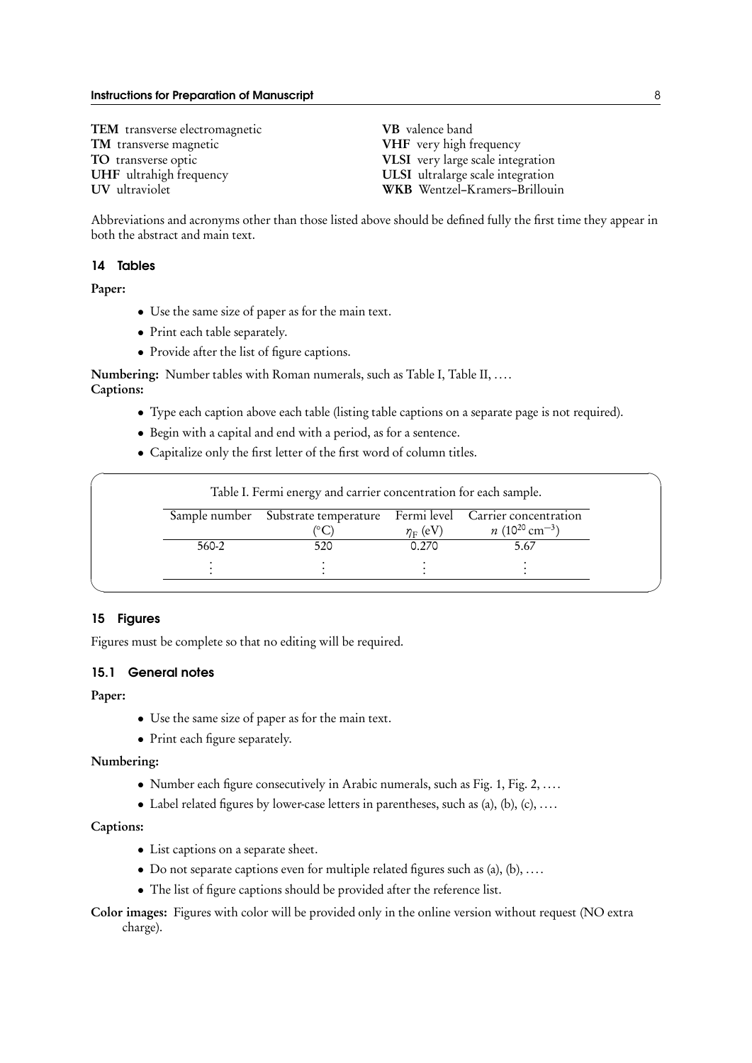**TEM** transverse electromagnetic
**TM** transverse magnetic
**TO** transverse optic
**UHF** ultrahigh frequency
**UV** ultraviolet
**VB** valence band
**VHF** very high frequency
**VLSI** very large scale integration
**ULSI** ultralarge scale integration
**WKB** Wentzel–Kramers–Brillouin

Abbreviations and acronyms other than those listed above should be defined fully the first time they appear in both the abstract and main text.

## 14 Tables

**Paper:**

- Use the same size of paper as for the main text.
- Print each table separately.
- Provide after the list of figure captions.

**Numbering:** Number tables with Roman numerals, such as Table I, Table II, ….

**Captions:**

- Type each caption above each table (listing table captions on a separate page is not required).
- Begin with a capital and end with a period, as for a sentence.
- Capitalize only the first letter of the first word of column titles.

Table I. Fermi energy and carrier concentration for each sample.

| Sample number | Substrate temperature (°C) | Fermi level $\eta_F$ (eV) | Carrier concentration $n$ ($10^{20}$ cm$^{-3}$) |
|---|---|---|---|
| 560-2 | 520 | 0.270 | 5.67 |
| ⋮ | ⋮ | ⋮ | ⋮ |

## 15 Figures

Figures must be complete so that no editing will be required.

### 15.1 General notes

**Paper:**

- Use the same size of paper as for the main text.
- Print each figure separately.

**Numbering:**

- Number each figure consecutively in Arabic numerals, such as Fig. 1, Fig. 2, ….
- Label related figures by lower-case letters in parentheses, such as (a), (b), (c), ….

**Captions:**

- List captions on a separate sheet.
- Do not separate captions even for multiple related figures such as (a), (b), ….
- The list of figure captions should be provided after the reference list.

**Color images:** Figures with color will be provided only in the online version without request (NO extra charge).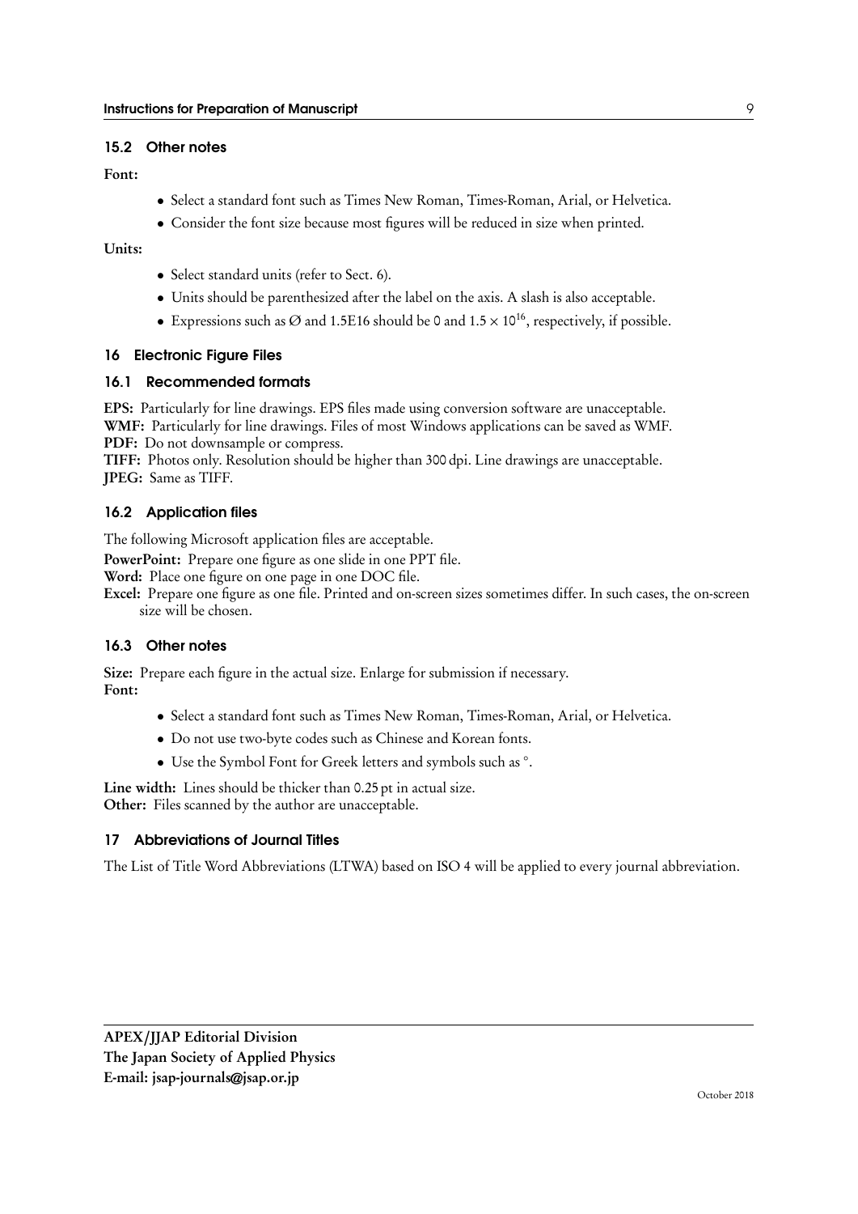### 15.2 Other notes

**Font:**

- Select a standard font such as Times New Roman, Times-Roman, Arial, or Helvetica.
- Consider the font size because most figures will be reduced in size when printed.

**Units:**

- Select standard units (refer to Sect. 6).
- Units should be parenthesized after the label on the axis. A slash is also acceptable.
- Expressions such as Ø and 1.5E16 should be 0 and $1.5 \times 10^{16}$, respectively, if possible.

## 16 Electronic Figure Files

### 16.1 Recommended formats

**EPS:** Particularly for line drawings. EPS files made using conversion software are unacceptable.
**WMF:** Particularly for line drawings. Files of most Windows applications can be saved as WMF.
**PDF:** Do not downsample or compress.
**TIFF:** Photos only. Resolution should be higher than 300 dpi. Line drawings are unacceptable.
**JPEG:** Same as TIFF.

### 16.2 Application files

The following Microsoft application files are acceptable.

**PowerPoint:** Prepare one figure as one slide in one PPT file.
**Word:** Place one figure on one page in one DOC file.
**Excel:** Prepare one figure as one file. Printed and on-screen sizes sometimes differ. In such cases, the on-screen size will be chosen.

### 16.3 Other notes

**Size:** Prepare each figure in the actual size. Enlarge for submission if necessary.
**Font:**

- Select a standard font such as Times New Roman, Times-Roman, Arial, or Helvetica.
- Do not use two-byte codes such as Chinese and Korean fonts.
- Use the Symbol Font for Greek letters and symbols such as °.

**Line width:** Lines should be thicker than 0.25 pt in actual size.
**Other:** Files scanned by the author are unacceptable.

## 17 Abbreviations of Journal Titles

The List of Title Word Abbreviations (LTWA) based on ISO 4 will be applied to every journal abbreviation.

**APEX/JJAP Editorial Division**
**The Japan Society of Applied Physics**
**E-mail: jsap-journals@jsap.or.jp**

October 2018